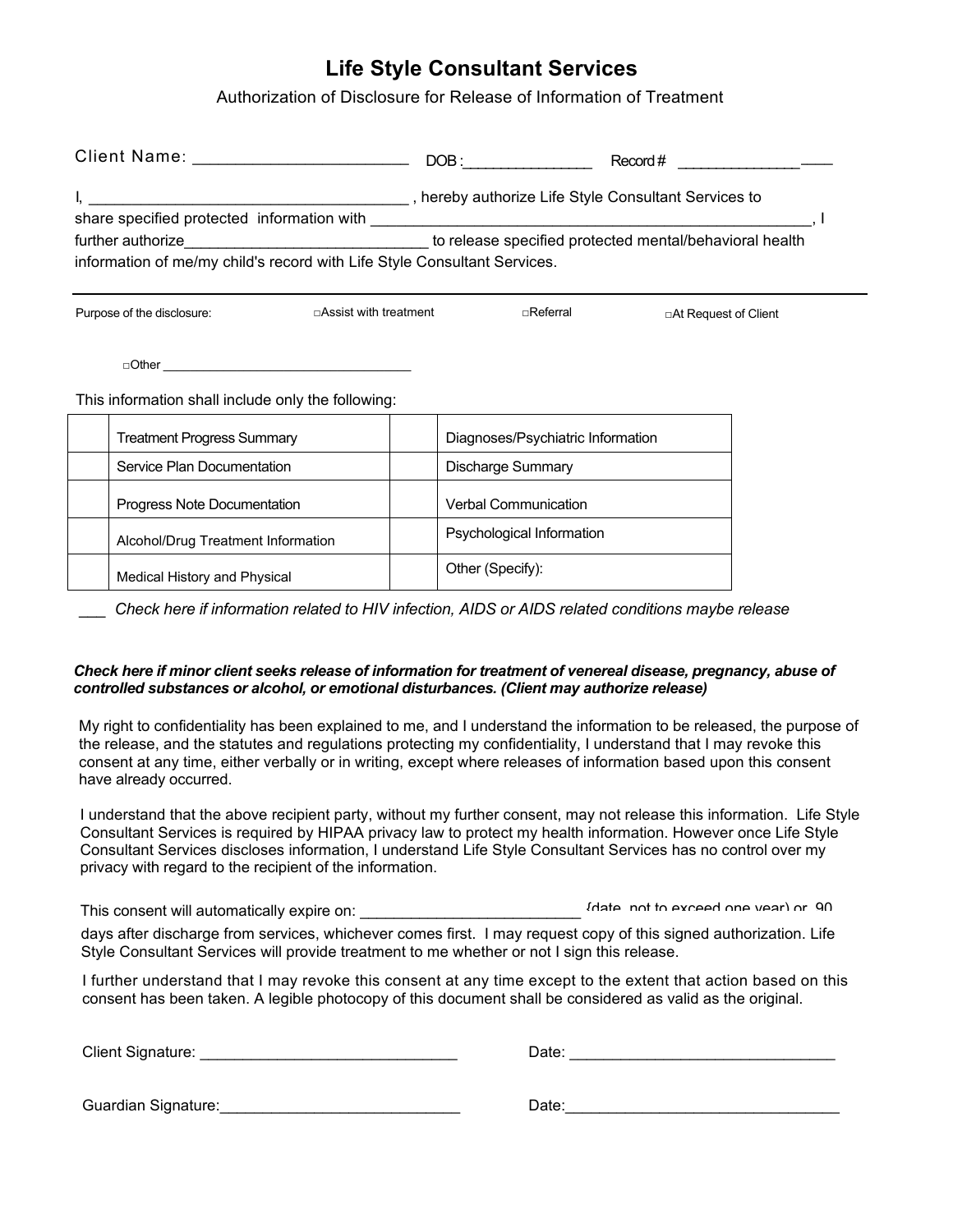# Life Style Consultant Services

Authorization of Disclosure for Release of Information of Treatment

Client Name: ________________________ DOB:________________ Record # ____________________

I, ____________________________________ , hereby authorize Life Style Consultant Services to share specified protected information with ____________________________________________________, I further authorize____________________________ to release specified protected mental/behavioral health information of me/my child's record with Life Style Consultant Services.

---

Purpose of the disclosure: □Assist with treatment □Referral □At Request of Client

□Other ___________________________________

This information shall include only the following:

| | | | |
|---|---|---|---|
| | Treatment Progress Summary | | Diagnoses/Psychiatric Information |
| | Service Plan Documentation | | Discharge Summary |
| | Progress Note Documentation | | Verbal Communication |
| | Alcohol/Drug Treatment Information | | Psychological Information |
| | Medical History and Physical | | Other (Specify): |

___ *Check here if information related to HIV infection, AIDS or AIDS related conditions maybe release*

***Check here if minor client seeks release of information for treatment of venereal disease, pregnancy, abuse of controlled substances or alcohol, or emotional disturbances. (Client may authorize release)***

My right to confidentiality has been explained to me, and I understand the information to be released, the purpose of the release, and the statutes and regulations protecting my confidentiality, I understand that I may revoke this consent at any time, either verbally or in writing, except where releases of information based upon this consent have already occurred.

I understand that the above recipient party, without my further consent, may not release this information. Life Style Consultant Services is required by HIPAA privacy law to protect my health information. However once Life Style Consultant Services discloses information, I understand Life Style Consultant Services has no control over my privacy with regard to the recipient of the information.

This consent will automatically expire on: _________________________ {date, not to exceed one year) or 90 days after discharge from services, whichever comes first. I may request copy of this signed authorization. Life Style Consultant Services will provide treatment to me whether or not I sign this release.

I further understand that I may revoke this consent at any time except to the extent that action based on this consent has been taken. A legible photocopy of this document shall be considered as valid as the original.

Client Signature: ______________________________ Date: _______________________________

Guardian Signature:____________________________ Date:_______________________________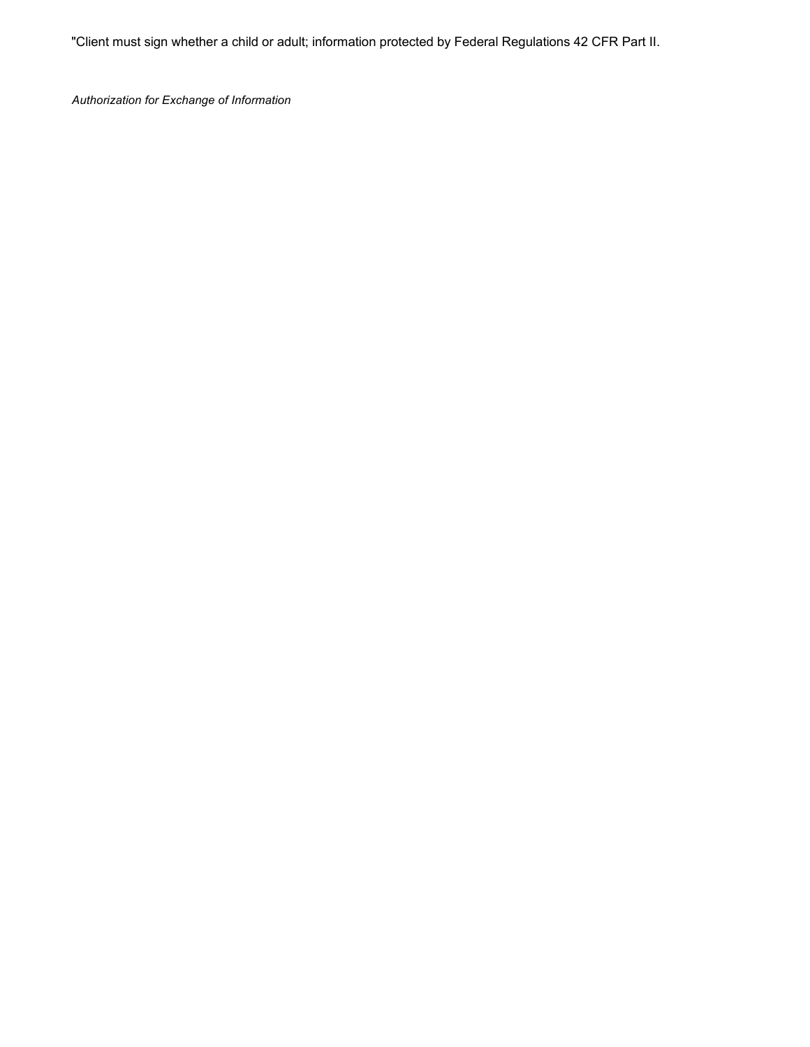"Client must sign whether a child or adult; information protected by Federal Regulations 42 CFR Part II.

*Authorization for Exchange of Information*